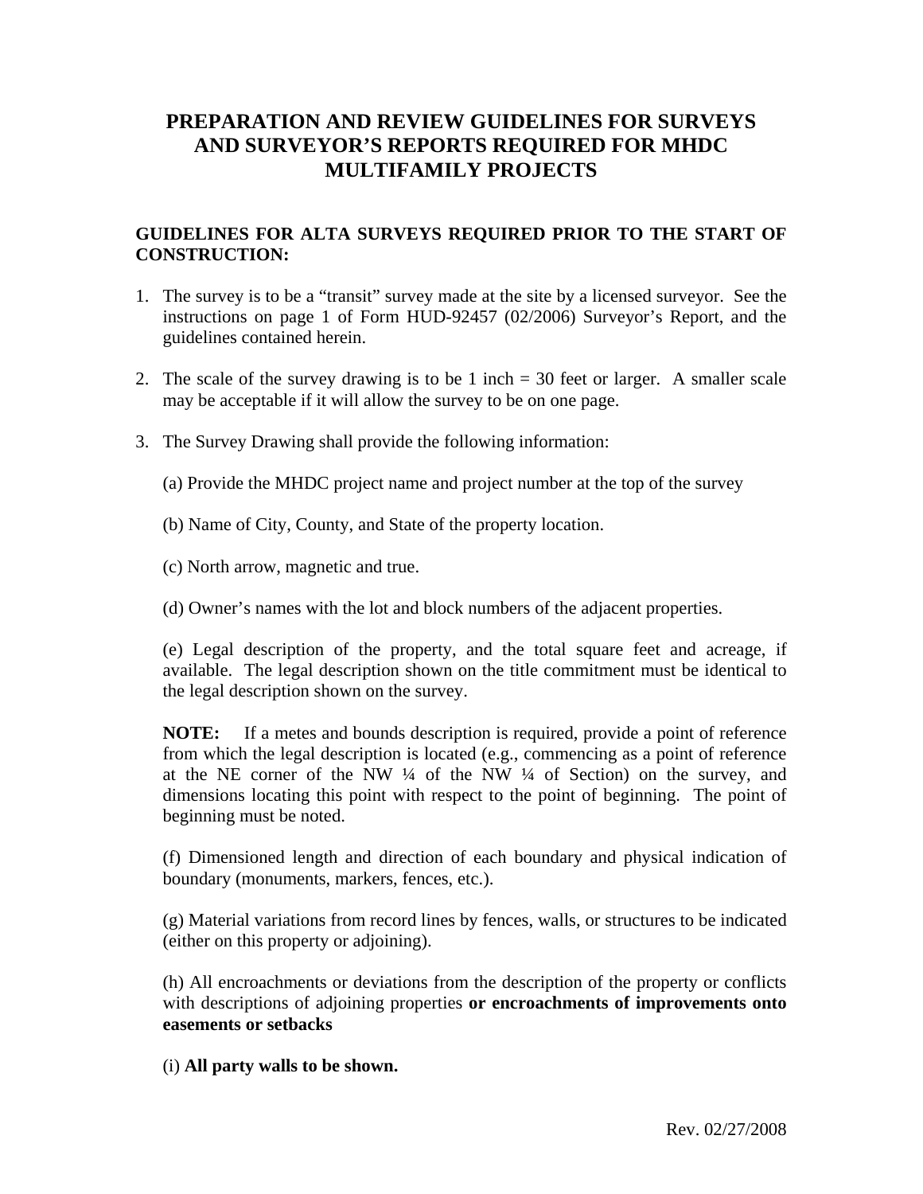# PREPARATION AND REVIEW GUIDELINES FOR SURVEYS AND SURVEYOR'S REPORTS REQUIRED FOR MHDC MULTIFAMILY PROJECTS

## GUIDELINES FOR ALTA SURVEYS REQUIRED PRIOR TO THE START OF CONSTRUCTION:

1. The survey is to be a "transit" survey made at the site by a licensed surveyor. See the instructions on page 1 of Form HUD-92457 (02/2006) Surveyor's Report, and the guidelines contained herein.

2. The scale of the survey drawing is to be 1 inch = 30 feet or larger. A smaller scale may be acceptable if it will allow the survey to be on one page.

3. The Survey Drawing shall provide the following information:

   (a) Provide the MHDC project name and project number at the top of the survey

   (b) Name of City, County, and State of the property location.

   (c) North arrow, magnetic and true.

   (d) Owner's names with the lot and block numbers of the adjacent properties.

   (e) Legal description of the property, and the total square feet and acreage, if available. The legal description shown on the title commitment must be identical to the legal description shown on the survey.

   **NOTE:** If a metes and bounds description is required, provide a point of reference from which the legal description is located (e.g., commencing as a point of reference at the NE corner of the NW ¼ of the NW ¼ of Section) on the survey, and dimensions locating this point with respect to the point of beginning. The point of beginning must be noted.

   (f) Dimensioned length and direction of each boundary and physical indication of boundary (monuments, markers, fences, etc.).

   (g) Material variations from record lines by fences, walls, or structures to be indicated (either on this property or adjoining).

   (h) All encroachments or deviations from the description of the property or conflicts with descriptions of adjoining properties **or encroachments of improvements onto easements or setbacks**

   (i) **All party walls to be shown.**

Rev. 02/27/2008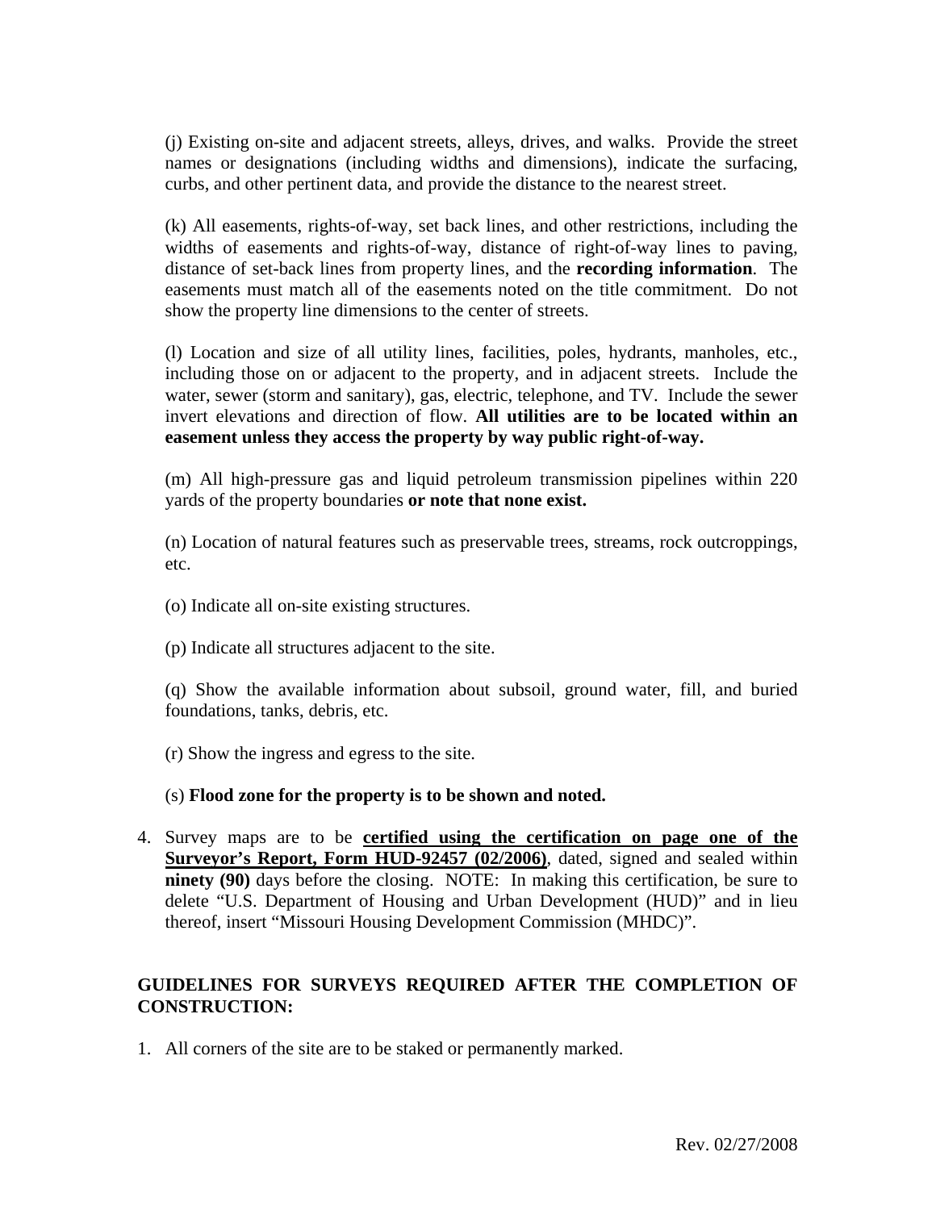(j) Existing on-site and adjacent streets, alleys, drives, and walks. Provide the street names or designations (including widths and dimensions), indicate the surfacing, curbs, and other pertinent data, and provide the distance to the nearest street.

(k) All easements, rights-of-way, set back lines, and other restrictions, including the widths of easements and rights-of-way, distance of right-of-way lines to paving, distance of set-back lines from property lines, and the **recording information**. The easements must match all of the easements noted on the title commitment. Do not show the property line dimensions to the center of streets.

(l) Location and size of all utility lines, facilities, poles, hydrants, manholes, etc., including those on or adjacent to the property, and in adjacent streets. Include the water, sewer (storm and sanitary), gas, electric, telephone, and TV. Include the sewer invert elevations and direction of flow. **All utilities are to be located within an easement unless they access the property by way public right-of-way.**

(m) All high-pressure gas and liquid petroleum transmission pipelines within 220 yards of the property boundaries **or note that none exist.**

(n) Location of natural features such as preservable trees, streams, rock outcroppings, etc.

(o) Indicate all on-site existing structures.

(p) Indicate all structures adjacent to the site.

(q) Show the available information about subsoil, ground water, fill, and buried foundations, tanks, debris, etc.

(r) Show the ingress and egress to the site.

(s) **Flood zone for the property is to be shown and noted.**

4. Survey maps are to be **certified using the certification on page one of the Surveyor's Report, Form HUD-92457 (02/2006)**, dated, signed and sealed within **ninety (90)** days before the closing. NOTE: In making this certification, be sure to delete "U.S. Department of Housing and Urban Development (HUD)" and in lieu thereof, insert "Missouri Housing Development Commission (MHDC)".

## GUIDELINES FOR SURVEYS REQUIRED AFTER THE COMPLETION OF CONSTRUCTION:

1. All corners of the site are to be staked or permanently marked.

Rev. 02/27/2008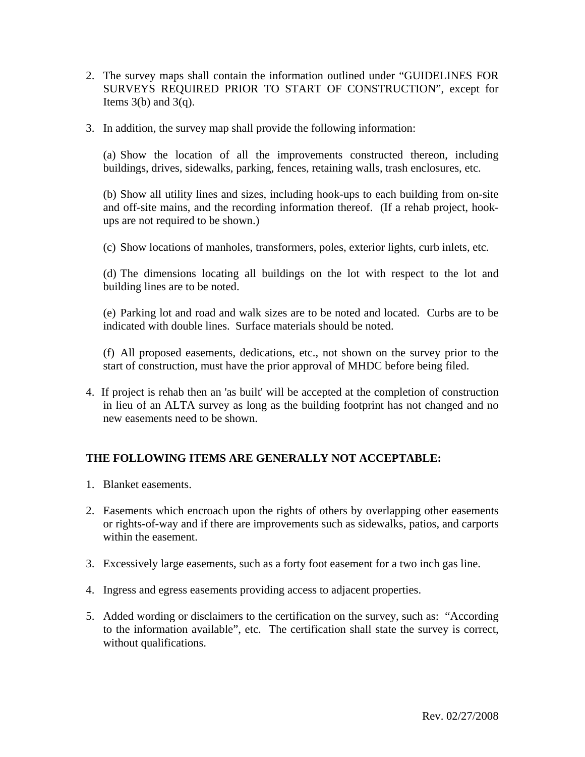2. The survey maps shall contain the information outlined under "GUIDELINES FOR SURVEYS REQUIRED PRIOR TO START OF CONSTRUCTION", except for Items 3(b) and 3(q).

3. In addition, the survey map shall provide the following information:

   (a) Show the location of all the improvements constructed thereon, including buildings, drives, sidewalks, parking, fences, retaining walls, trash enclosures, etc.

   (b) Show all utility lines and sizes, including hook-ups to each building from on-site and off-site mains, and the recording information thereof. (If a rehab project, hook-ups are not required to be shown.)

   (c) Show locations of manholes, transformers, poles, exterior lights, curb inlets, etc.

   (d) The dimensions locating all buildings on the lot with respect to the lot and building lines are to be noted.

   (e) Parking lot and road and walk sizes are to be noted and located. Curbs are to be indicated with double lines. Surface materials should be noted.

   (f) All proposed easements, dedications, etc., not shown on the survey prior to the start of construction, must have the prior approval of MHDC before being filed.

4. If project is rehab then an 'as built' will be accepted at the completion of construction in lieu of an ALTA survey as long as the building footprint has not changed and no new easements need to be shown.

**THE FOLLOWING ITEMS ARE GENERALLY NOT ACCEPTABLE:**

1. Blanket easements.

2. Easements which encroach upon the rights of others by overlapping other easements or rights-of-way and if there are improvements such as sidewalks, patios, and carports within the easement.

3. Excessively large easements, such as a forty foot easement for a two inch gas line.

4. Ingress and egress easements providing access to adjacent properties.

5. Added wording or disclaimers to the certification on the survey, such as: "According to the information available", etc. The certification shall state the survey is correct, without qualifications.

Rev. 02/27/2008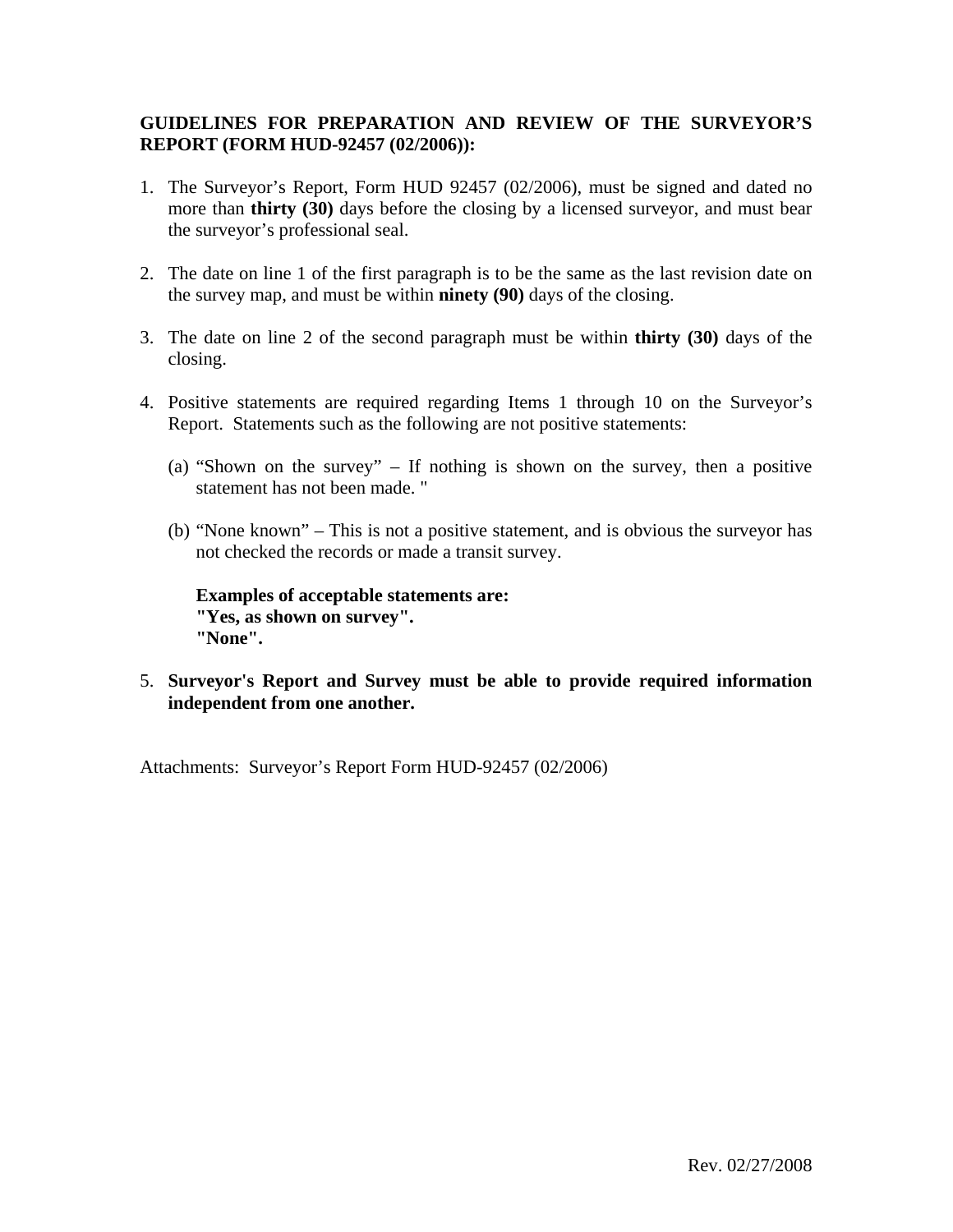**GUIDELINES FOR PREPARATION AND REVIEW OF THE SURVEYOR'S REPORT (FORM HUD-92457 (02/2006)):**

1. The Surveyor's Report, Form HUD 92457 (02/2006), must be signed and dated no more than **thirty (30)** days before the closing by a licensed surveyor, and must bear the surveyor's professional seal.

2. The date on line 1 of the first paragraph is to be the same as the last revision date on the survey map, and must be within **ninety (90)** days of the closing.

3. The date on line 2 of the second paragraph must be within **thirty (30)** days of the closing.

4. Positive statements are required regarding Items 1 through 10 on the Surveyor's Report. Statements such as the following are not positive statements:

   (a) "Shown on the survey" – If nothing is shown on the survey, then a positive statement has not been made. "

   (b) "None known" – This is not a positive statement, and is obvious the surveyor has not checked the records or made a transit survey.

   **Examples of acceptable statements are:**
   **"Yes, as shown on survey".**
   **"None".**

5. **Surveyor's Report and Survey must be able to provide required information independent from one another.**

Attachments: Surveyor's Report Form HUD-92457 (02/2006)

Rev. 02/27/2008